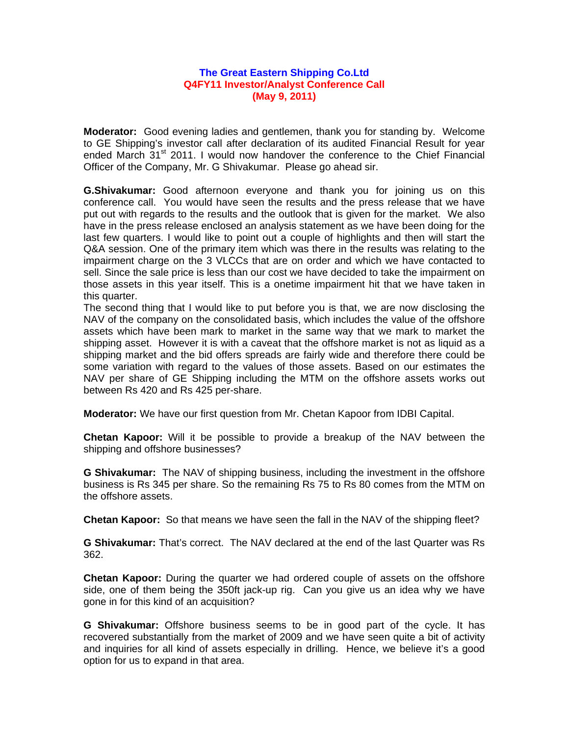# The Great Eastern Shipping Co.Ltd
## Q4FY11 Investor/Analyst Conference Call
## (May 9, 2011)

**Moderator:** Good evening ladies and gentlemen, thank you for standing by. Welcome to GE Shipping's investor call after declaration of its audited Financial Result for year ended March 31st 2011. I would now handover the conference to the Chief Financial Officer of the Company, Mr. G Shivakumar. Please go ahead sir.

**G.Shivakumar:** Good afternoon everyone and thank you for joining us on this conference call. You would have seen the results and the press release that we have put out with regards to the results and the outlook that is given for the market. We also have in the press release enclosed an analysis statement as we have been doing for the last few quarters. I would like to point out a couple of highlights and then will start the Q&A session. One of the primary item which was there in the results was relating to the impairment charge on the 3 VLCCs that are on order and which we have contacted to sell. Since the sale price is less than our cost we have decided to take the impairment on those assets in this year itself. This is a onetime impairment hit that we have taken in this quarter.
The second thing that I would like to put before you is that, we are now disclosing the NAV of the company on the consolidated basis, which includes the value of the offshore assets which have been mark to market in the same way that we mark to market the shipping asset. However it is with a caveat that the offshore market is not as liquid as a shipping market and the bid offers spreads are fairly wide and therefore there could be some variation with regard to the values of those assets. Based on our estimates the NAV per share of GE Shipping including the MTM on the offshore assets works out between Rs 420 and Rs 425 per-share.

**Moderator:** We have our first question from Mr. Chetan Kapoor from IDBI Capital.

**Chetan Kapoor:** Will it be possible to provide a breakup of the NAV between the shipping and offshore businesses?

**G Shivakumar:** The NAV of shipping business, including the investment in the offshore business is Rs 345 per share. So the remaining Rs 75 to Rs 80 comes from the MTM on the offshore assets.

**Chetan Kapoor:** So that means we have seen the fall in the NAV of the shipping fleet?

**G Shivakumar:** That's correct. The NAV declared at the end of the last Quarter was Rs 362.

**Chetan Kapoor:** During the quarter we had ordered couple of assets on the offshore side, one of them being the 350ft jack-up rig. Can you give us an idea why we have gone in for this kind of an acquisition?

**G Shivakumar:** Offshore business seems to be in good part of the cycle. It has recovered substantially from the market of 2009 and we have seen quite a bit of activity and inquiries for all kind of assets especially in drilling. Hence, we believe it's a good option for us to expand in that area.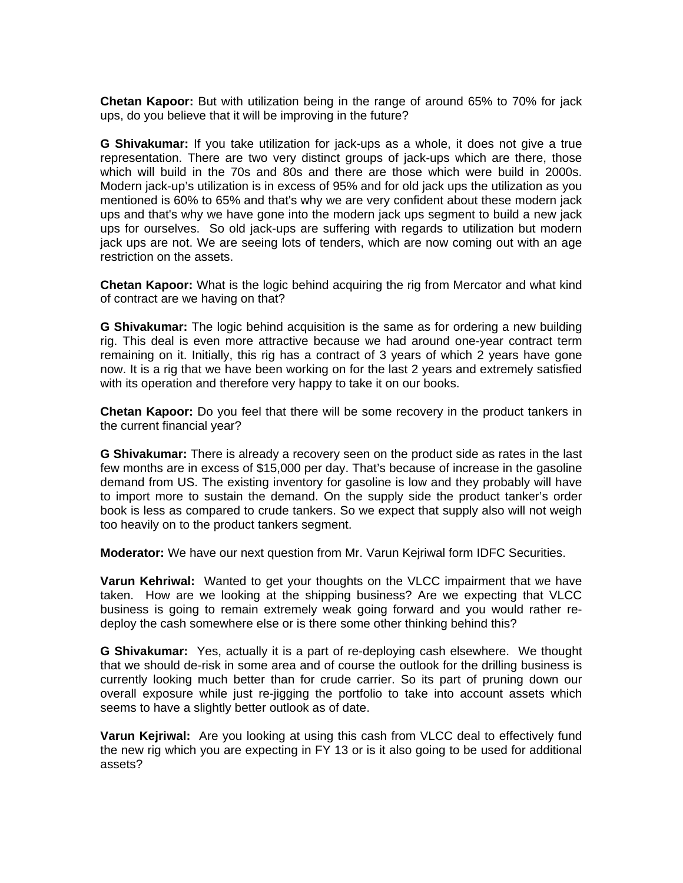**Chetan Kapoor:** But with utilization being in the range of around 65% to 70% for jack ups, do you believe that it will be improving in the future?

**G Shivakumar:** If you take utilization for jack-ups as a whole, it does not give a true representation. There are two very distinct groups of jack-ups which are there, those which will build in the 70s and 80s and there are those which were build in 2000s. Modern jack-up's utilization is in excess of 95% and for old jack ups the utilization as you mentioned is 60% to 65% and that's why we are very confident about these modern jack ups and that's why we have gone into the modern jack ups segment to build a new jack ups for ourselves. So old jack-ups are suffering with regards to utilization but modern jack ups are not. We are seeing lots of tenders, which are now coming out with an age restriction on the assets.

**Chetan Kapoor:** What is the logic behind acquiring the rig from Mercator and what kind of contract are we having on that?

**G Shivakumar:** The logic behind acquisition is the same as for ordering a new building rig. This deal is even more attractive because we had around one-year contract term remaining on it. Initially, this rig has a contract of 3 years of which 2 years have gone now. It is a rig that we have been working on for the last 2 years and extremely satisfied with its operation and therefore very happy to take it on our books.

**Chetan Kapoor:** Do you feel that there will be some recovery in the product tankers in the current financial year?

**G Shivakumar:** There is already a recovery seen on the product side as rates in the last few months are in excess of $15,000 per day. That's because of increase in the gasoline demand from US. The existing inventory for gasoline is low and they probably will have to import more to sustain the demand. On the supply side the product tanker's order book is less as compared to crude tankers. So we expect that supply also will not weigh too heavily on to the product tankers segment.

**Moderator:** We have our next question from Mr. Varun Kejriwal form IDFC Securities.

**Varun Kehriwal:** Wanted to get your thoughts on the VLCC impairment that we have taken. How are we looking at the shipping business? Are we expecting that VLCC business is going to remain extremely weak going forward and you would rather re-deploy the cash somewhere else or is there some other thinking behind this?

**G Shivakumar:** Yes, actually it is a part of re-deploying cash elsewhere. We thought that we should de-risk in some area and of course the outlook for the drilling business is currently looking much better than for crude carrier. So its part of pruning down our overall exposure while just re-jigging the portfolio to take into account assets which seems to have a slightly better outlook as of date.

**Varun Kejriwal:** Are you looking at using this cash from VLCC deal to effectively fund the new rig which you are expecting in FY 13 or is it also going to be used for additional assets?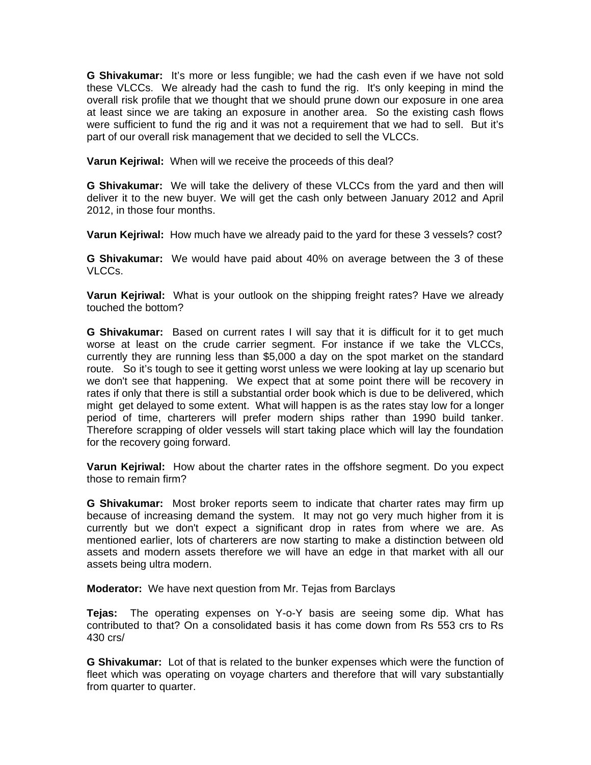**G Shivakumar:** It's more or less fungible; we had the cash even if we have not sold these VLCCs. We already had the cash to fund the rig. It's only keeping in mind the overall risk profile that we thought that we should prune down our exposure in one area at least since we are taking an exposure in another area. So the existing cash flows were sufficient to fund the rig and it was not a requirement that we had to sell. But it's part of our overall risk management that we decided to sell the VLCCs.

**Varun Kejriwal:** When will we receive the proceeds of this deal?

**G Shivakumar:** We will take the delivery of these VLCCs from the yard and then will deliver it to the new buyer. We will get the cash only between January 2012 and April 2012, in those four months.

**Varun Kejriwal:** How much have we already paid to the yard for these 3 vessels? cost?

**G Shivakumar:** We would have paid about 40% on average between the 3 of these VLCCs.

**Varun Kejriwal:** What is your outlook on the shipping freight rates? Have we already touched the bottom?

**G Shivakumar:** Based on current rates I will say that it is difficult for it to get much worse at least on the crude carrier segment. For instance if we take the VLCCs, currently they are running less than $5,000 a day on the spot market on the standard route. So it's tough to see it getting worst unless we were looking at lay up scenario but we don't see that happening. We expect that at some point there will be recovery in rates if only that there is still a substantial order book which is due to be delivered, which might get delayed to some extent. What will happen is as the rates stay low for a longer period of time, charterers will prefer modern ships rather than 1990 build tanker. Therefore scrapping of older vessels will start taking place which will lay the foundation for the recovery going forward.

**Varun Kejriwal:** How about the charter rates in the offshore segment. Do you expect those to remain firm?

**G Shivakumar:** Most broker reports seem to indicate that charter rates may firm up because of increasing demand the system. It may not go very much higher from it is currently but we don't expect a significant drop in rates from where we are. As mentioned earlier, lots of charterers are now starting to make a distinction between old assets and modern assets therefore we will have an edge in that market with all our assets being ultra modern.

**Moderator:** We have next question from Mr. Tejas from Barclays

**Tejas:** The operating expenses on Y-o-Y basis are seeing some dip. What has contributed to that? On a consolidated basis it has come down from Rs 553 crs to Rs 430 crs/

**G Shivakumar:** Lot of that is related to the bunker expenses which were the function of fleet which was operating on voyage charters and therefore that will vary substantially from quarter to quarter.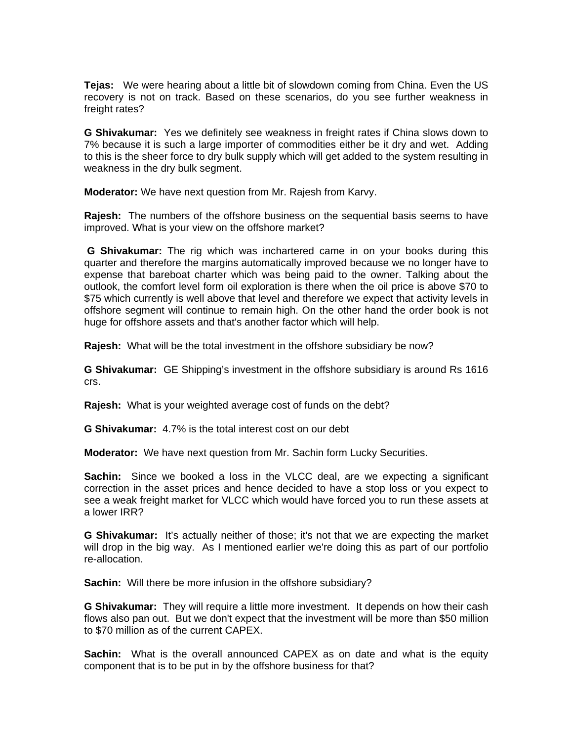**Tejas:** We were hearing about a little bit of slowdown coming from China. Even the US recovery is not on track. Based on these scenarios, do you see further weakness in freight rates?

**G Shivakumar:** Yes we definitely see weakness in freight rates if China slows down to 7% because it is such a large importer of commodities either be it dry and wet. Adding to this is the sheer force to dry bulk supply which will get added to the system resulting in weakness in the dry bulk segment.

**Moderator:** We have next question from Mr. Rajesh from Karvy.

**Rajesh:** The numbers of the offshore business on the sequential basis seems to have improved. What is your view on the offshore market?

**G Shivakumar:** The rig which was inchartered came in on your books during this quarter and therefore the margins automatically improved because we no longer have to expense that bareboat charter which was being paid to the owner. Talking about the outlook, the comfort level form oil exploration is there when the oil price is above \$70 to \$75 which currently is well above that level and therefore we expect that activity levels in offshore segment will continue to remain high. On the other hand the order book is not huge for offshore assets and that's another factor which will help.

**Rajesh:** What will be the total investment in the offshore subsidiary be now?

**G Shivakumar:** GE Shipping's investment in the offshore subsidiary is around Rs 1616 crs.

**Rajesh:** What is your weighted average cost of funds on the debt?

**G Shivakumar:** 4.7% is the total interest cost on our debt

**Moderator:** We have next question from Mr. Sachin form Lucky Securities.

**Sachin:** Since we booked a loss in the VLCC deal, are we expecting a significant correction in the asset prices and hence decided to have a stop loss or you expect to see a weak freight market for VLCC which would have forced you to run these assets at a lower IRR?

**G Shivakumar:** It's actually neither of those; it's not that we are expecting the market will drop in the big way. As I mentioned earlier we're doing this as part of our portfolio re-allocation.

**Sachin:** Will there be more infusion in the offshore subsidiary?

**G Shivakumar:** They will require a little more investment. It depends on how their cash flows also pan out. But we don't expect that the investment will be more than \$50 million to \$70 million as of the current CAPEX.

**Sachin:** What is the overall announced CAPEX as on date and what is the equity component that is to be put in by the offshore business for that?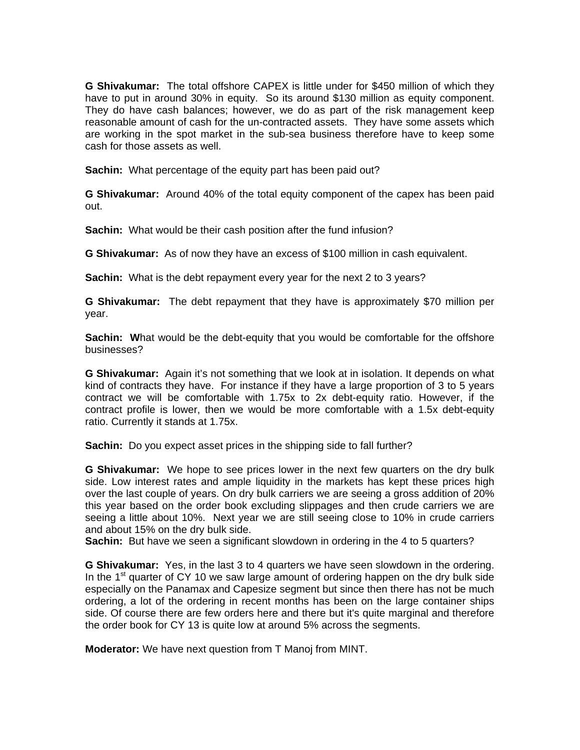**G Shivakumar:** The total offshore CAPEX is little under for $450 million of which they have to put in around 30% in equity. So its around $130 million as equity component. They do have cash balances; however, we do as part of the risk management keep reasonable amount of cash for the un-contracted assets. They have some assets which are working in the spot market in the sub-sea business therefore have to keep some cash for those assets as well.

**Sachin:** What percentage of the equity part has been paid out?

**G Shivakumar:** Around 40% of the total equity component of the capex has been paid out.

**Sachin:** What would be their cash position after the fund infusion?

**G Shivakumar:** As of now they have an excess of $100 million in cash equivalent.

**Sachin:** What is the debt repayment every year for the next 2 to 3 years?

**G Shivakumar:** The debt repayment that they have is approximately $70 million per year.

**Sachin:** **W**hat would be the debt-equity that you would be comfortable for the offshore businesses?

**G Shivakumar:** Again it's not something that we look at in isolation. It depends on what kind of contracts they have. For instance if they have a large proportion of 3 to 5 years contract we will be comfortable with 1.75x to 2x debt-equity ratio. However, if the contract profile is lower, then we would be more comfortable with a 1.5x debt-equity ratio. Currently it stands at 1.75x.

**Sachin:** Do you expect asset prices in the shipping side to fall further?

**G Shivakumar:** We hope to see prices lower in the next few quarters on the dry bulk side. Low interest rates and ample liquidity in the markets has kept these prices high over the last couple of years. On dry bulk carriers we are seeing a gross addition of 20% this year based on the order book excluding slippages and then crude carriers we are seeing a little about 10%. Next year we are still seeing close to 10% in crude carriers and about 15% on the dry bulk side.

**Sachin:** But have we seen a significant slowdown in ordering in the 4 to 5 quarters?

**G Shivakumar:** Yes, in the last 3 to 4 quarters we have seen slowdown in the ordering. In the 1st quarter of CY 10 we saw large amount of ordering happen on the dry bulk side especially on the Panamax and Capesize segment but since then there has not be much ordering, a lot of the ordering in recent months has been on the large container ships side. Of course there are few orders here and there but it's quite marginal and therefore the order book for CY 13 is quite low at around 5% across the segments.

**Moderator:** We have next question from T Manoj from MINT.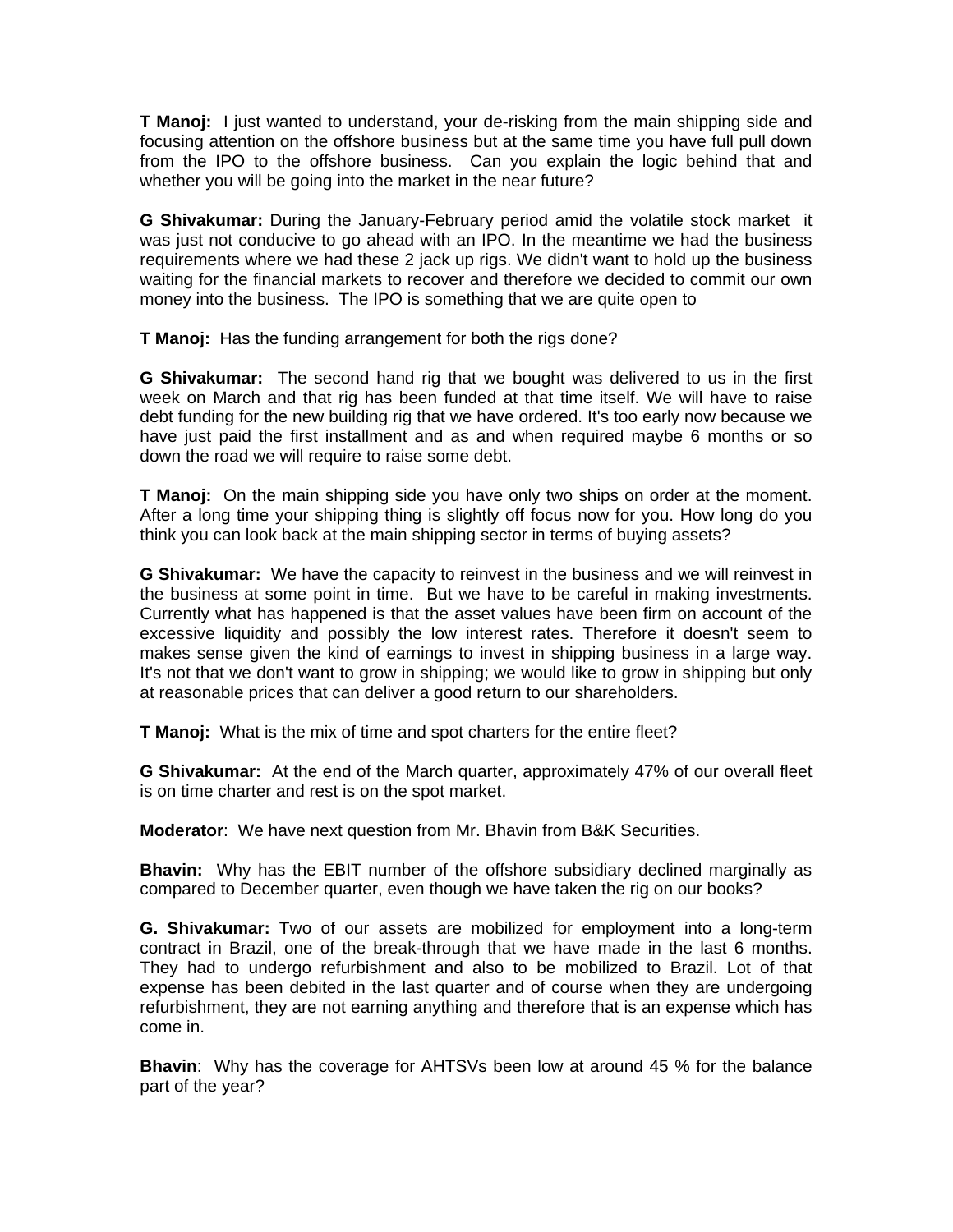**T Manoj:** I just wanted to understand, your de-risking from the main shipping side and focusing attention on the offshore business but at the same time you have full pull down from the IPO to the offshore business. Can you explain the logic behind that and whether you will be going into the market in the near future?

**G Shivakumar:** During the January-February period amid the volatile stock market it was just not conducive to go ahead with an IPO. In the meantime we had the business requirements where we had these 2 jack up rigs. We didn't want to hold up the business waiting for the financial markets to recover and therefore we decided to commit our own money into the business. The IPO is something that we are quite open to

**T Manoj:** Has the funding arrangement for both the rigs done?

**G Shivakumar:** The second hand rig that we bought was delivered to us in the first week on March and that rig has been funded at that time itself. We will have to raise debt funding for the new building rig that we have ordered. It's too early now because we have just paid the first installment and as and when required maybe 6 months or so down the road we will require to raise some debt.

**T Manoj:** On the main shipping side you have only two ships on order at the moment. After a long time your shipping thing is slightly off focus now for you. How long do you think you can look back at the main shipping sector in terms of buying assets?

**G Shivakumar:** We have the capacity to reinvest in the business and we will reinvest in the business at some point in time. But we have to be careful in making investments. Currently what has happened is that the asset values have been firm on account of the excessive liquidity and possibly the low interest rates. Therefore it doesn't seem to makes sense given the kind of earnings to invest in shipping business in a large way. It's not that we don't want to grow in shipping; we would like to grow in shipping but only at reasonable prices that can deliver a good return to our shareholders.

**T Manoj:** What is the mix of time and spot charters for the entire fleet?

**G Shivakumar:** At the end of the March quarter, approximately 47% of our overall fleet is on time charter and rest is on the spot market.

**Moderator**: We have next question from Mr. Bhavin from B&K Securities.

**Bhavin:** Why has the EBIT number of the offshore subsidiary declined marginally as compared to December quarter, even though we have taken the rig on our books?

**G. Shivakumar:** Two of our assets are mobilized for employment into a long-term contract in Brazil, one of the break-through that we have made in the last 6 months. They had to undergo refurbishment and also to be mobilized to Brazil. Lot of that expense has been debited in the last quarter and of course when they are undergoing refurbishment, they are not earning anything and therefore that is an expense which has come in.

**Bhavin**: Why has the coverage for AHTSVs been low at around 45 % for the balance part of the year?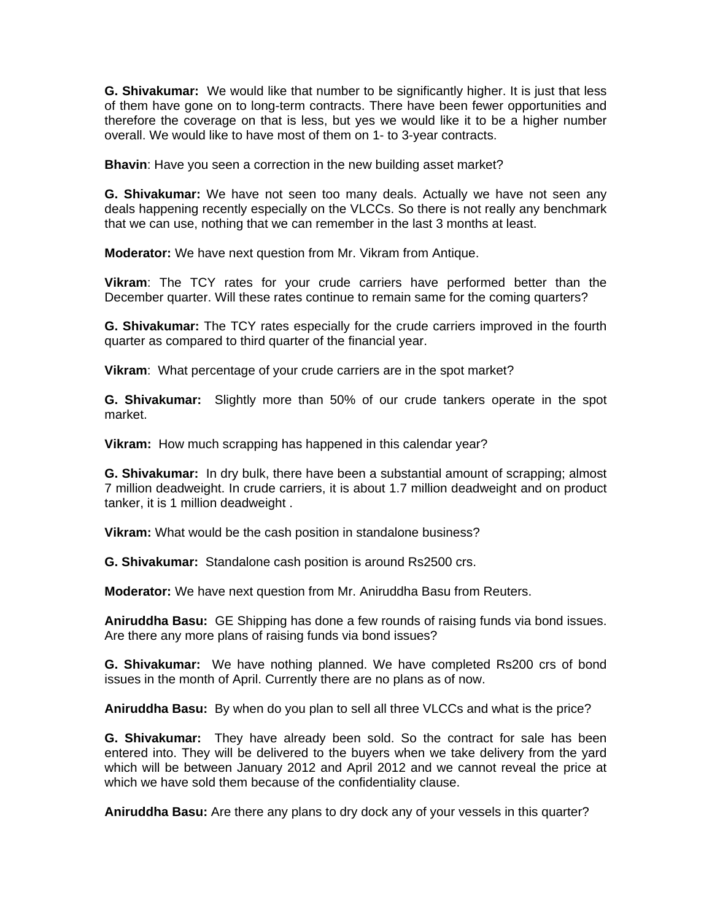**G. Shivakumar:** We would like that number to be significantly higher. It is just that less of them have gone on to long-term contracts. There have been fewer opportunities and therefore the coverage on that is less, but yes we would like it to be a higher number overall. We would like to have most of them on 1- to 3-year contracts.

**Bhavin**: Have you seen a correction in the new building asset market?

**G. Shivakumar:** We have not seen too many deals. Actually we have not seen any deals happening recently especially on the VLCCs. So there is not really any benchmark that we can use, nothing that we can remember in the last 3 months at least.

**Moderator:** We have next question from Mr. Vikram from Antique.

**Vikram**: The TCY rates for your crude carriers have performed better than the December quarter. Will these rates continue to remain same for the coming quarters?

**G. Shivakumar:** The TCY rates especially for the crude carriers improved in the fourth quarter as compared to third quarter of the financial year.

**Vikram**: What percentage of your crude carriers are in the spot market?

**G. Shivakumar:** Slightly more than 50% of our crude tankers operate in the spot market.

**Vikram:** How much scrapping has happened in this calendar year?

**G. Shivakumar:** In dry bulk, there have been a substantial amount of scrapping; almost 7 million deadweight. In crude carriers, it is about 1.7 million deadweight and on product tanker, it is 1 million deadweight .

**Vikram:** What would be the cash position in standalone business?

**G. Shivakumar:** Standalone cash position is around Rs2500 crs.

**Moderator:** We have next question from Mr. Aniruddha Basu from Reuters.

**Aniruddha Basu:** GE Shipping has done a few rounds of raising funds via bond issues. Are there any more plans of raising funds via bond issues?

**G. Shivakumar:** We have nothing planned. We have completed Rs200 crs of bond issues in the month of April. Currently there are no plans as of now.

**Aniruddha Basu:** By when do you plan to sell all three VLCCs and what is the price?

**G. Shivakumar:** They have already been sold. So the contract for sale has been entered into. They will be delivered to the buyers when we take delivery from the yard which will be between January 2012 and April 2012 and we cannot reveal the price at which we have sold them because of the confidentiality clause.

**Aniruddha Basu:** Are there any plans to dry dock any of your vessels in this quarter?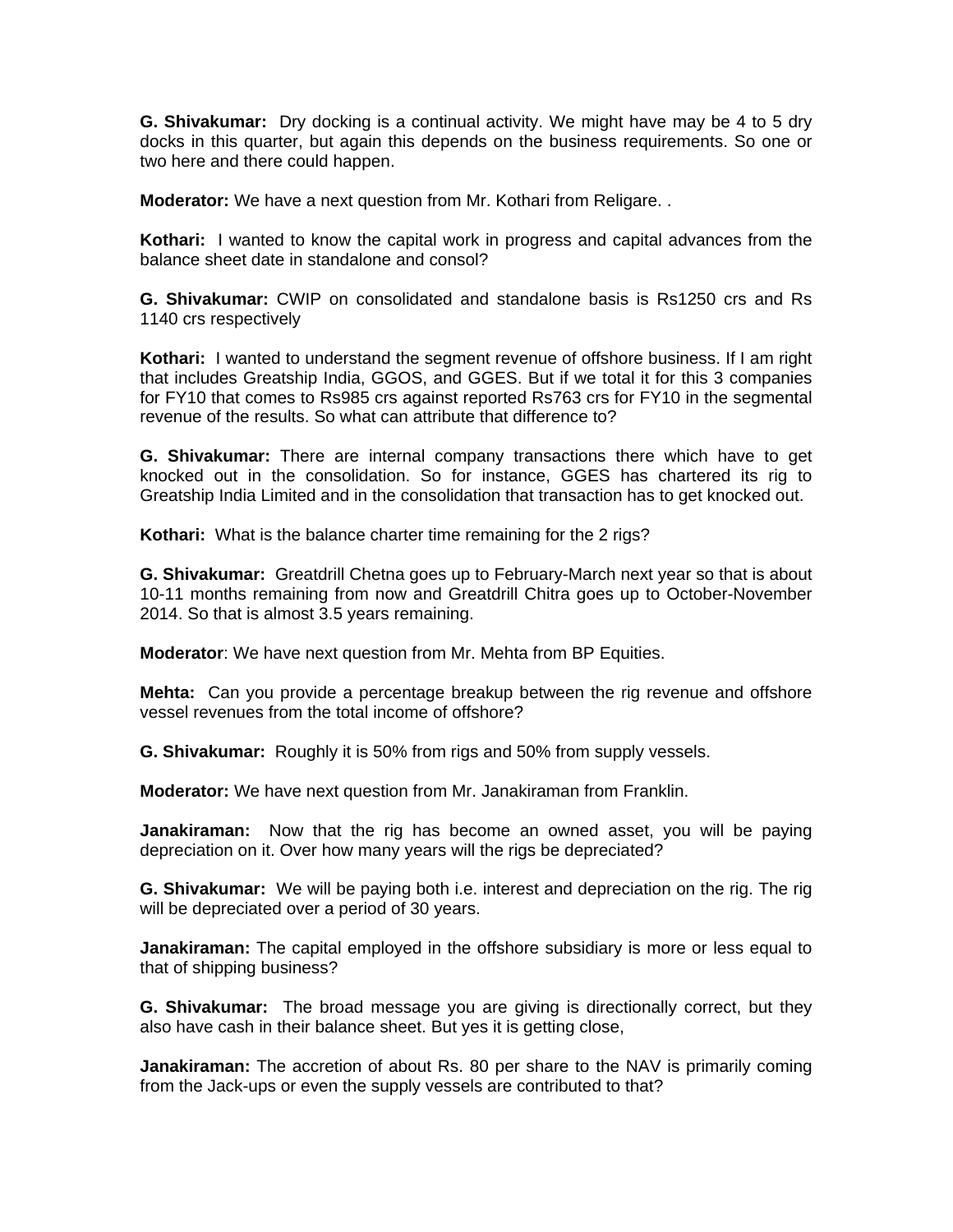**G. Shivakumar:** Dry docking is a continual activity. We might have may be 4 to 5 dry docks in this quarter, but again this depends on the business requirements. So one or two here and there could happen.

**Moderator:** We have a next question from Mr. Kothari from Religare. .

**Kothari:** I wanted to know the capital work in progress and capital advances from the balance sheet date in standalone and consol?

**G. Shivakumar:** CWIP on consolidated and standalone basis is Rs1250 crs and Rs 1140 crs respectively

**Kothari:** I wanted to understand the segment revenue of offshore business. If I am right that includes Greatship India, GGOS, and GGES. But if we total it for this 3 companies for FY10 that comes to Rs985 crs against reported Rs763 crs for FY10 in the segmental revenue of the results. So what can attribute that difference to?

**G. Shivakumar:** There are internal company transactions there which have to get knocked out in the consolidation. So for instance, GGES has chartered its rig to Greatship India Limited and in the consolidation that transaction has to get knocked out.

**Kothari:** What is the balance charter time remaining for the 2 rigs?

**G. Shivakumar:** Greatdrill Chetna goes up to February-March next year so that is about 10-11 months remaining from now and Greatdrill Chitra goes up to October-November 2014. So that is almost 3.5 years remaining.

**Moderator**: We have next question from Mr. Mehta from BP Equities.

**Mehta:** Can you provide a percentage breakup between the rig revenue and offshore vessel revenues from the total income of offshore?

**G. Shivakumar:** Roughly it is 50% from rigs and 50% from supply vessels.

**Moderator:** We have next question from Mr. Janakiraman from Franklin.

**Janakiraman:** Now that the rig has become an owned asset, you will be paying depreciation on it. Over how many years will the rigs be depreciated?

**G. Shivakumar:** We will be paying both i.e. interest and depreciation on the rig. The rig will be depreciated over a period of 30 years.

**Janakiraman:** The capital employed in the offshore subsidiary is more or less equal to that of shipping business?

**G. Shivakumar:** The broad message you are giving is directionally correct, but they also have cash in their balance sheet. But yes it is getting close,

**Janakiraman:** The accretion of about Rs. 80 per share to the NAV is primarily coming from the Jack-ups or even the supply vessels are contributed to that?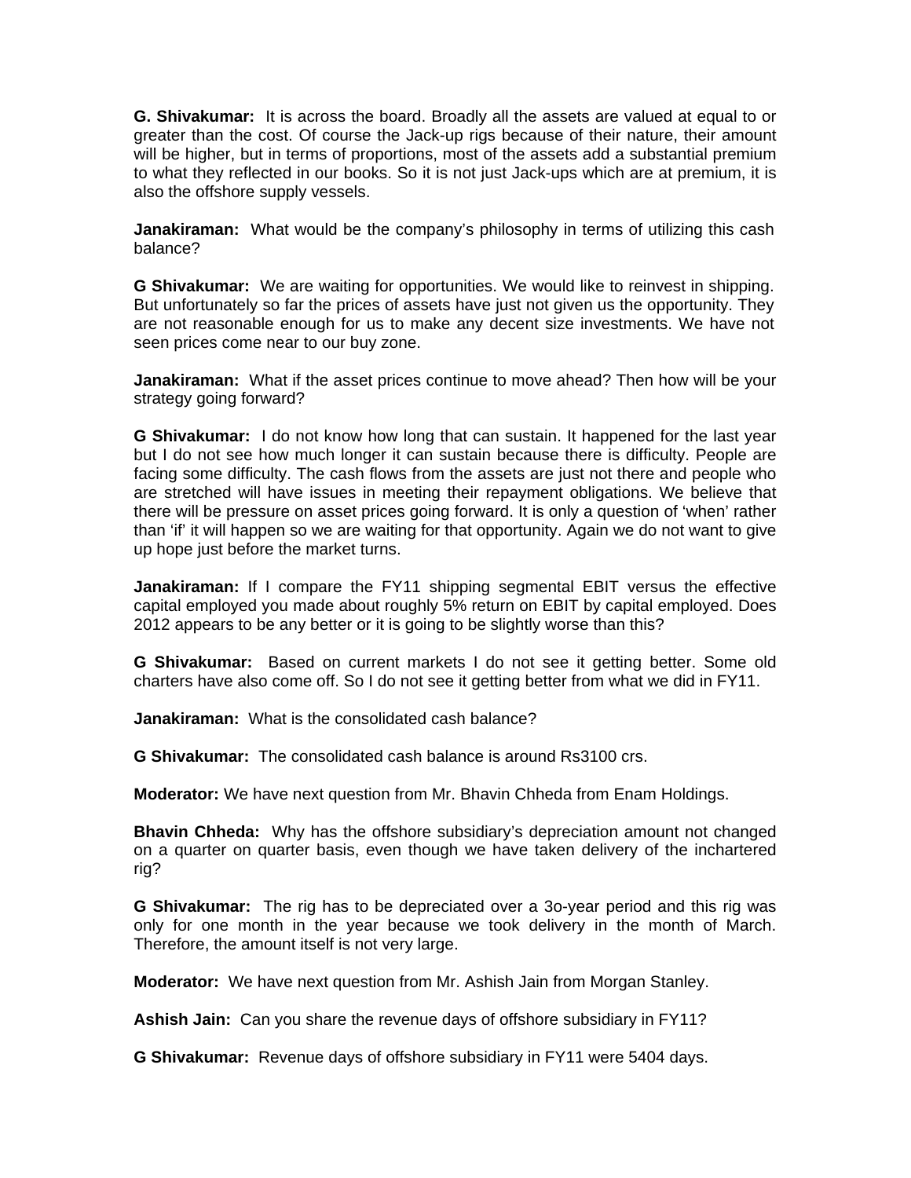**G. Shivakumar:** It is across the board. Broadly all the assets are valued at equal to or greater than the cost. Of course the Jack-up rigs because of their nature, their amount will be higher, but in terms of proportions, most of the assets add a substantial premium to what they reflected in our books. So it is not just Jack-ups which are at premium, it is also the offshore supply vessels.

**Janakiraman:** What would be the company's philosophy in terms of utilizing this cash balance?

**G Shivakumar:** We are waiting for opportunities. We would like to reinvest in shipping. But unfortunately so far the prices of assets have just not given us the opportunity. They are not reasonable enough for us to make any decent size investments. We have not seen prices come near to our buy zone.

**Janakiraman:** What if the asset prices continue to move ahead? Then how will be your strategy going forward?

**G Shivakumar:** I do not know how long that can sustain. It happened for the last year but I do not see how much longer it can sustain because there is difficulty. People are facing some difficulty. The cash flows from the assets are just not there and people who are stretched will have issues in meeting their repayment obligations. We believe that there will be pressure on asset prices going forward. It is only a question of 'when' rather than 'if' it will happen so we are waiting for that opportunity. Again we do not want to give up hope just before the market turns.

**Janakiraman:** If I compare the FY11 shipping segmental EBIT versus the effective capital employed you made about roughly 5% return on EBIT by capital employed. Does 2012 appears to be any better or it is going to be slightly worse than this?

**G Shivakumar:** Based on current markets I do not see it getting better. Some old charters have also come off. So I do not see it getting better from what we did in FY11.

**Janakiraman:** What is the consolidated cash balance?

**G Shivakumar:** The consolidated cash balance is around Rs3100 crs.

**Moderator:** We have next question from Mr. Bhavin Chheda from Enam Holdings.

**Bhavin Chheda:** Why has the offshore subsidiary's depreciation amount not changed on a quarter on quarter basis, even though we have taken delivery of the inchartered rig?

**G Shivakumar:** The rig has to be depreciated over a 3o-year period and this rig was only for one month in the year because we took delivery in the month of March. Therefore, the amount itself is not very large.

**Moderator:** We have next question from Mr. Ashish Jain from Morgan Stanley.

**Ashish Jain:** Can you share the revenue days of offshore subsidiary in FY11?

**G Shivakumar:** Revenue days of offshore subsidiary in FY11 were 5404 days.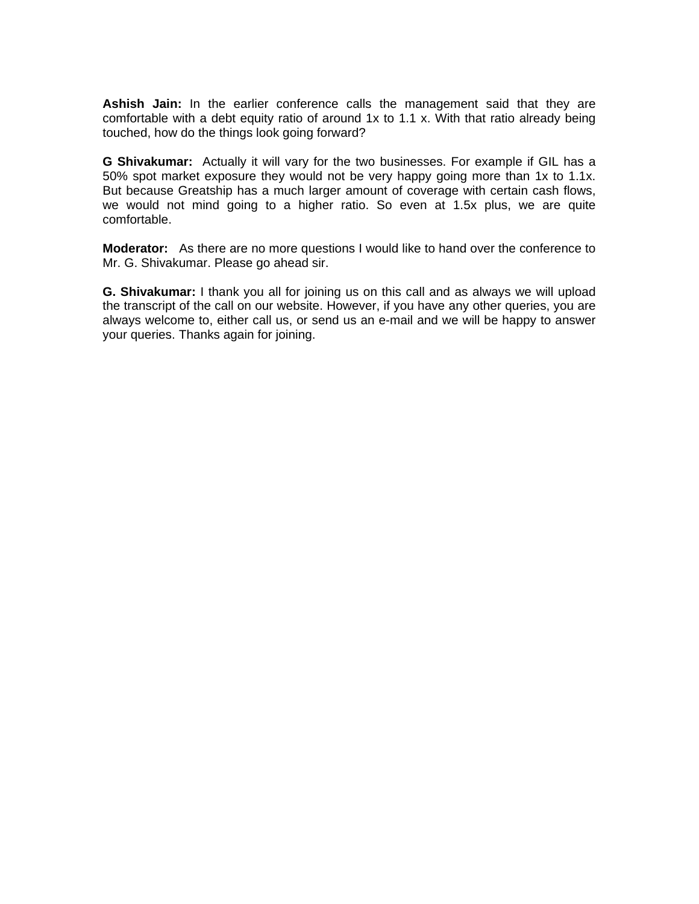**Ashish Jain:** In the earlier conference calls the management said that they are comfortable with a debt equity ratio of around 1x to 1.1 x. With that ratio already being touched, how do the things look going forward?

**G Shivakumar:** Actually it will vary for the two businesses. For example if GIL has a 50% spot market exposure they would not be very happy going more than 1x to 1.1x. But because Greatship has a much larger amount of coverage with certain cash flows, we would not mind going to a higher ratio. So even at 1.5x plus, we are quite comfortable.

**Moderator:** As there are no more questions I would like to hand over the conference to Mr. G. Shivakumar. Please go ahead sir.

**G. Shivakumar:** I thank you all for joining us on this call and as always we will upload the transcript of the call on our website. However, if you have any other queries, you are always welcome to, either call us, or send us an e-mail and we will be happy to answer your queries. Thanks again for joining.